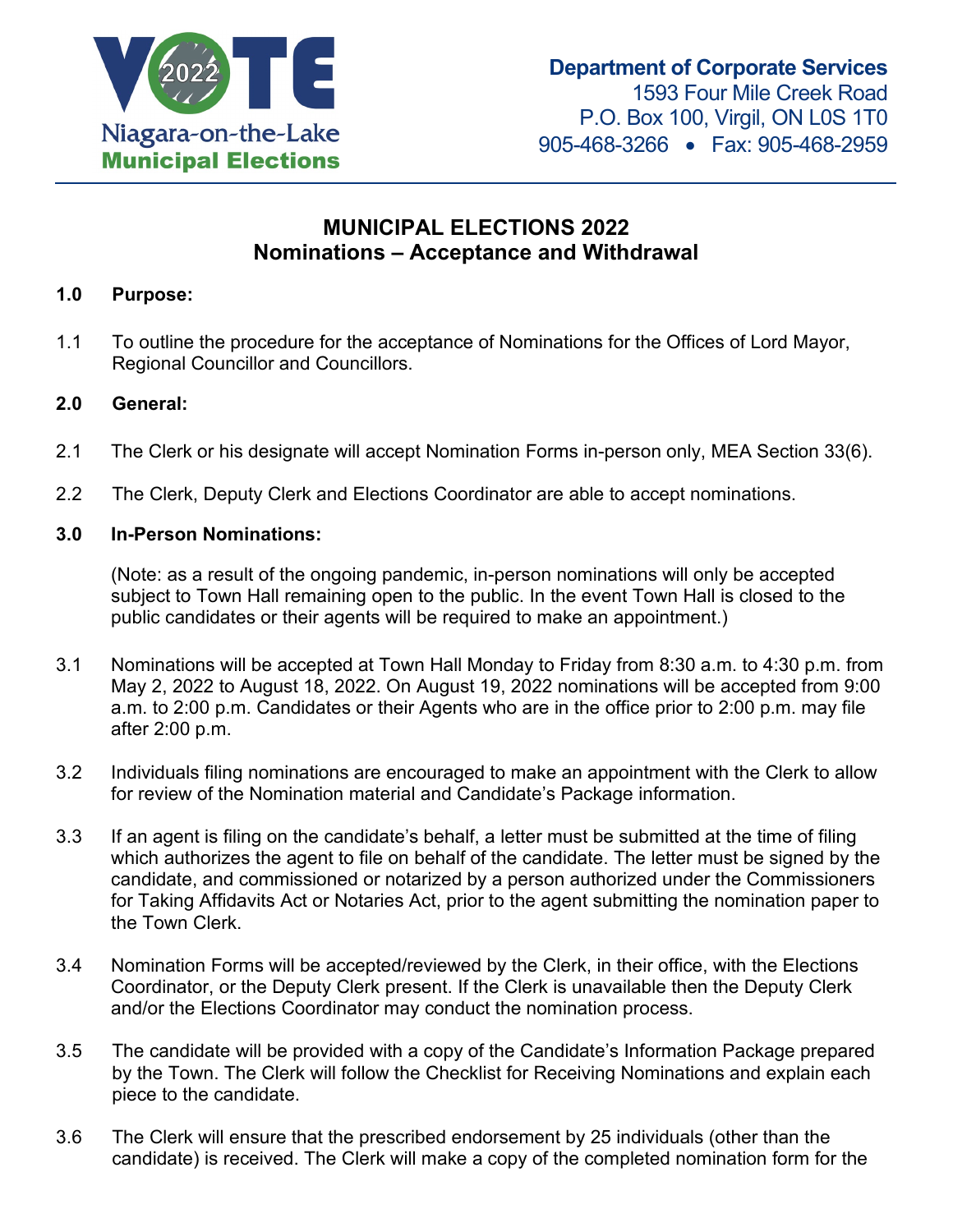Niagara-on-the-Lake
Municipal Elections

**Department of Corporate Services**
1593 Four Mile Creek Road
P.O. Box 100, Virgil, ON L0S 1T0
905-468-3266 • Fax: 905-468-2959

# MUNICIPAL ELECTIONS 2022
# Nominations – Acceptance and Withdrawal

## 1.0 Purpose:

1.1 To outline the procedure for the acceptance of Nominations for the Offices of Lord Mayor, Regional Councillor and Councillors.

## 2.0 General:

2.1 The Clerk or his designate will accept Nomination Forms in-person only, MEA Section 33(6).

2.2 The Clerk, Deputy Clerk and Elections Coordinator are able to accept nominations.

## 3.0 In-Person Nominations:

(Note: as a result of the ongoing pandemic, in-person nominations will only be accepted subject to Town Hall remaining open to the public. In the event Town Hall is closed to the public candidates or their agents will be required to make an appointment.)

3.1 Nominations will be accepted at Town Hall Monday to Friday from 8:30 a.m. to 4:30 p.m. from May 2, 2022 to August 18, 2022. On August 19, 2022 nominations will be accepted from 9:00 a.m. to 2:00 p.m. Candidates or their Agents who are in the office prior to 2:00 p.m. may file after 2:00 p.m.

3.2 Individuals filing nominations are encouraged to make an appointment with the Clerk to allow for review of the Nomination material and Candidate's Package information.

3.3 If an agent is filing on the candidate's behalf, a letter must be submitted at the time of filing which authorizes the agent to file on behalf of the candidate. The letter must be signed by the candidate, and commissioned or notarized by a person authorized under the Commissioners for Taking Affidavits Act or Notaries Act, prior to the agent submitting the nomination paper to the Town Clerk.

3.4 Nomination Forms will be accepted/reviewed by the Clerk, in their office, with the Elections Coordinator, or the Deputy Clerk present. If the Clerk is unavailable then the Deputy Clerk and/or the Elections Coordinator may conduct the nomination process.

3.5 The candidate will be provided with a copy of the Candidate's Information Package prepared by the Town. The Clerk will follow the Checklist for Receiving Nominations and explain each piece to the candidate.

3.6 The Clerk will ensure that the prescribed endorsement by 25 individuals (other than the candidate) is received. The Clerk will make a copy of the completed nomination form for the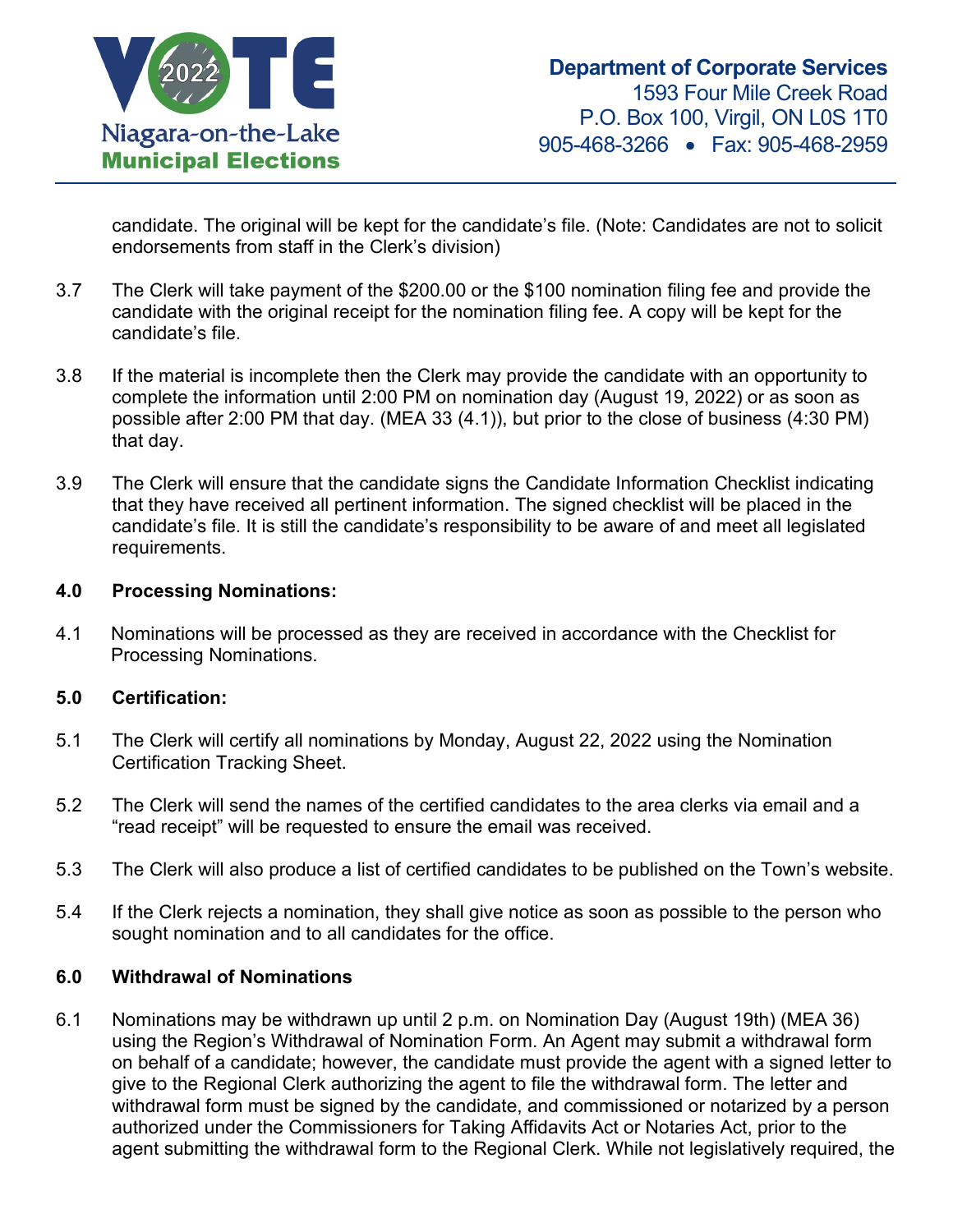candidate. The original will be kept for the candidate's file. (Note: Candidates are not to solicit endorsements from staff in the Clerk's division)

3.7 The Clerk will take payment of the $200.00 or the $100 nomination filing fee and provide the candidate with the original receipt for the nomination filing fee. A copy will be kept for the candidate's file.

3.8 If the material is incomplete then the Clerk may provide the candidate with an opportunity to complete the information until 2:00 PM on nomination day (August 19, 2022) or as soon as possible after 2:00 PM that day. (MEA 33 (4.1)), but prior to the close of business (4:30 PM) that day.

3.9 The Clerk will ensure that the candidate signs the Candidate Information Checklist indicating that they have received all pertinent information. The signed checklist will be placed in the candidate's file. It is still the candidate's responsibility to be aware of and meet all legislated requirements.

## 4.0 Processing Nominations:

4.1 Nominations will be processed as they are received in accordance with the Checklist for Processing Nominations.

## 5.0 Certification:

5.1 The Clerk will certify all nominations by Monday, August 22, 2022 using the Nomination Certification Tracking Sheet.

5.2 The Clerk will send the names of the certified candidates to the area clerks via email and a "read receipt" will be requested to ensure the email was received.

5.3 The Clerk will also produce a list of certified candidates to be published on the Town's website.

5.4 If the Clerk rejects a nomination, they shall give notice as soon as possible to the person who sought nomination and to all candidates for the office.

## 6.0 Withdrawal of Nominations

6.1 Nominations may be withdrawn up until 2 p.m. on Nomination Day (August 19th) (MEA 36) using the Region's Withdrawal of Nomination Form. An Agent may submit a withdrawal form on behalf of a candidate; however, the candidate must provide the agent with a signed letter to give to the Regional Clerk authorizing the agent to file the withdrawal form. The letter and withdrawal form must be signed by the candidate, and commissioned or notarized by a person authorized under the Commissioners for Taking Affidavits Act or Notaries Act, prior to the agent submitting the withdrawal form to the Regional Clerk. While not legislatively required, the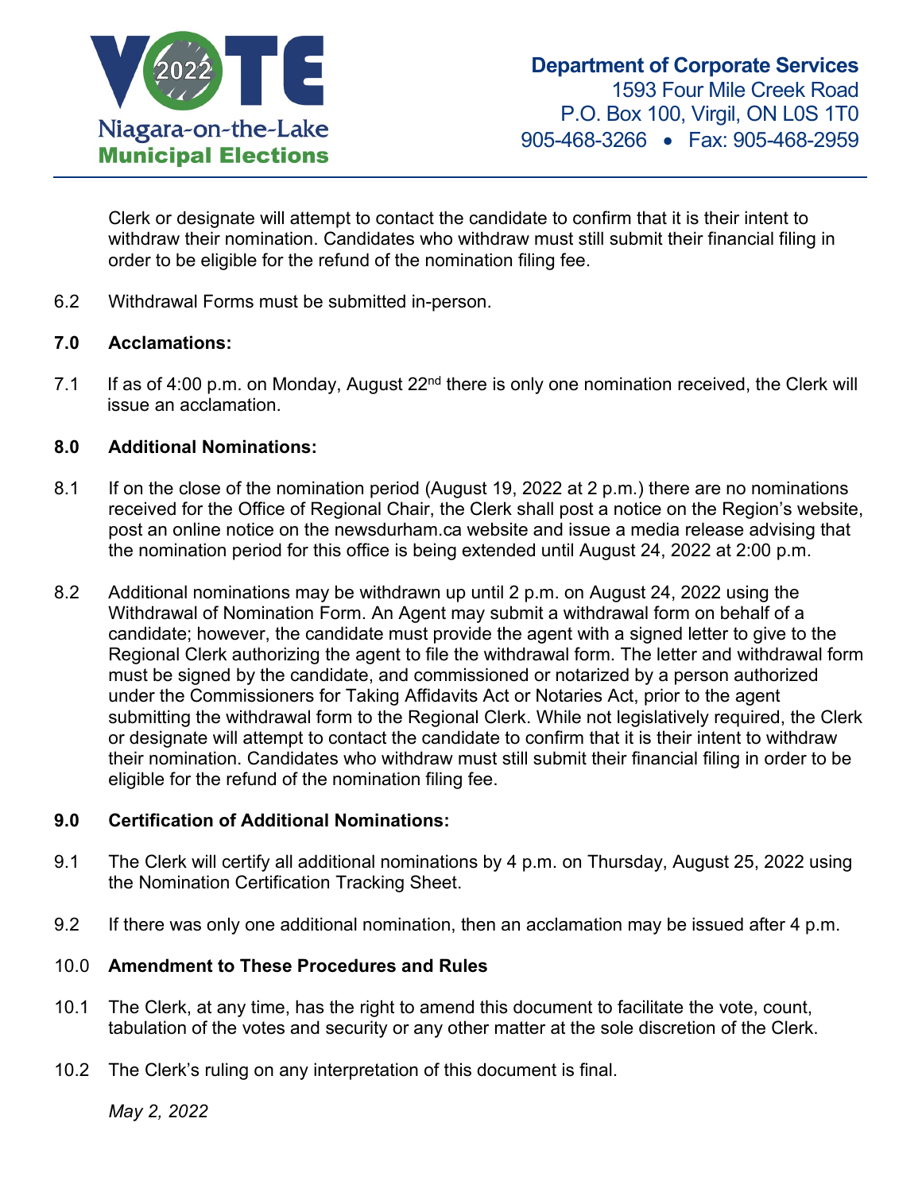Clerk or designate will attempt to contact the candidate to confirm that it is their intent to withdraw their nomination. Candidates who withdraw must still submit their financial filing in order to be eligible for the refund of the nomination filing fee.

6.2 Withdrawal Forms must be submitted in-person.

**7.0 Acclamations:**

7.1 If as of 4:00 p.m. on Monday, August 22nd there is only one nomination received, the Clerk will issue an acclamation.

**8.0 Additional Nominations:**

8.1 If on the close of the nomination period (August 19, 2022 at 2 p.m.) there are no nominations received for the Office of Regional Chair, the Clerk shall post a notice on the Region's website, post an online notice on the newsdurham.ca website and issue a media release advising that the nomination period for this office is being extended until August 24, 2022 at 2:00 p.m.

8.2 Additional nominations may be withdrawn up until 2 p.m. on August 24, 2022 using the Withdrawal of Nomination Form. An Agent may submit a withdrawal form on behalf of a candidate; however, the candidate must provide the agent with a signed letter to give to the Regional Clerk authorizing the agent to file the withdrawal form. The letter and withdrawal form must be signed by the candidate, and commissioned or notarized by a person authorized under the Commissioners for Taking Affidavits Act or Notaries Act, prior to the agent submitting the withdrawal form to the Regional Clerk. While not legislatively required, the Clerk or designate will attempt to contact the candidate to confirm that it is their intent to withdraw their nomination. Candidates who withdraw must still submit their financial filing in order to be eligible for the refund of the nomination filing fee.

**9.0 Certification of Additional Nominations:**

9.1 The Clerk will certify all additional nominations by 4 p.m. on Thursday, August 25, 2022 using the Nomination Certification Tracking Sheet.

9.2 If there was only one additional nomination, then an acclamation may be issued after 4 p.m.

10.0 **Amendment to These Procedures and Rules**

10.1 The Clerk, at any time, has the right to amend this document to facilitate the vote, count, tabulation of the votes and security or any other matter at the sole discretion of the Clerk.

10.2 The Clerk's ruling on any interpretation of this document is final.

*May 2, 2022*